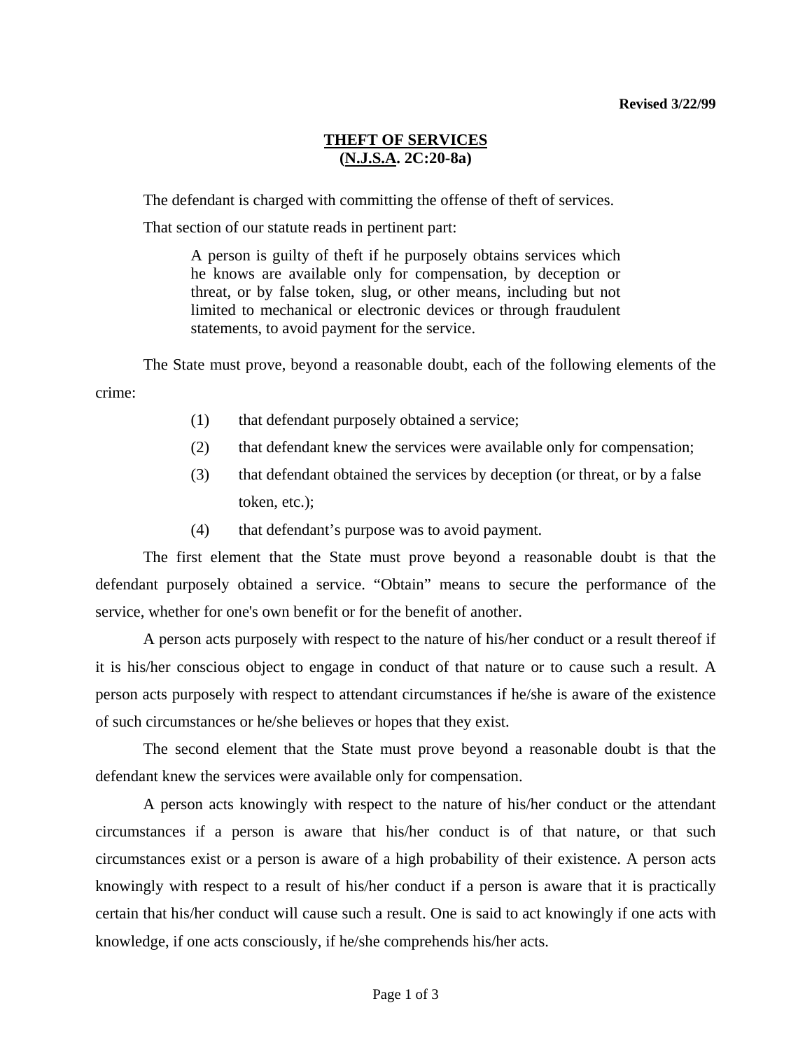**Revised 3/22/99**

# THEFT OF SERVICES
## (N.J.S.A. 2C:20-8a)

The defendant is charged with committing the offense of theft of services.

That section of our statute reads in pertinent part:

> A person is guilty of theft if he purposely obtains services which he knows are available only for compensation, by deception or threat, or by false token, slug, or other means, including but not limited to mechanical or electronic devices or through fraudulent statements, to avoid payment for the service.

The State must prove, beyond a reasonable doubt, each of the following elements of the crime:

(1) that defendant purposely obtained a service;

(2) that defendant knew the services were available only for compensation;

(3) that defendant obtained the services by deception (or threat, or by a false token, etc.);

(4) that defendant's purpose was to avoid payment.

The first element that the State must prove beyond a reasonable doubt is that the defendant purposely obtained a service. "Obtain" means to secure the performance of the service, whether for one's own benefit or for the benefit of another.

A person acts purposely with respect to the nature of his/her conduct or a result thereof if it is his/her conscious object to engage in conduct of that nature or to cause such a result. A person acts purposely with respect to attendant circumstances if he/she is aware of the existence of such circumstances or he/she believes or hopes that they exist.

The second element that the State must prove beyond a reasonable doubt is that the defendant knew the services were available only for compensation.

A person acts knowingly with respect to the nature of his/her conduct or the attendant circumstances if a person is aware that his/her conduct is of that nature, or that such circumstances exist or a person is aware of a high probability of their existence. A person acts knowingly with respect to a result of his/her conduct if a person is aware that it is practically certain that his/her conduct will cause such a result. One is said to act knowingly if one acts with knowledge, if one acts consciously, if he/she comprehends his/her acts.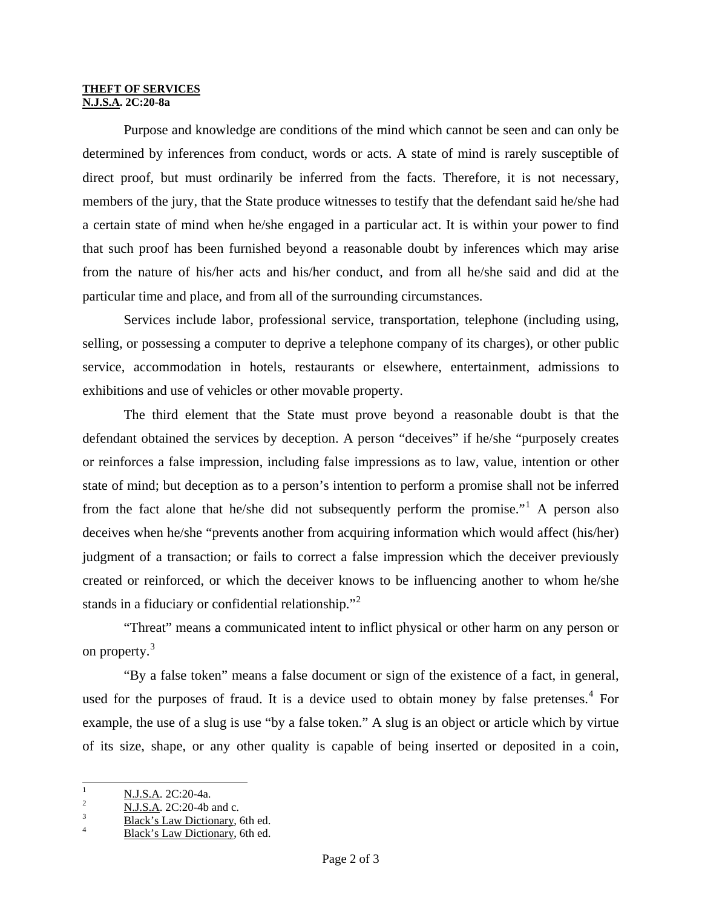**THEFT OF SERVICES**
**N.J.S.A. 2C:20-8a**

Purpose and knowledge are conditions of the mind which cannot be seen and can only be determined by inferences from conduct, words or acts. A state of mind is rarely susceptible of direct proof, but must ordinarily be inferred from the facts. Therefore, it is not necessary, members of the jury, that the State produce witnesses to testify that the defendant said he/she had a certain state of mind when he/she engaged in a particular act. It is within your power to find that such proof has been furnished beyond a reasonable doubt by inferences which may arise from the nature of his/her acts and his/her conduct, and from all he/she said and did at the particular time and place, and from all of the surrounding circumstances.

Services include labor, professional service, transportation, telephone (including using, selling, or possessing a computer to deprive a telephone company of its charges), or other public service, accommodation in hotels, restaurants or elsewhere, entertainment, admissions to exhibitions and use of vehicles or other movable property.

The third element that the State must prove beyond a reasonable doubt is that the defendant obtained the services by deception. A person "deceives" if he/she "purposely creates or reinforces a false impression, including false impressions as to law, value, intention or other state of mind; but deception as to a person's intention to perform a promise shall not be inferred from the fact alone that he/she did not subsequently perform the promise."[1] A person also deceives when he/she "prevents another from acquiring information which would affect (his/her) judgment of a transaction; or fails to correct a false impression which the deceiver previously created or reinforced, or which the deceiver knows to be influencing another to whom he/she stands in a fiduciary or confidential relationship."[2]

"Threat" means a communicated intent to inflict physical or other harm on any person or on property.[3]

"By a false token" means a false document or sign of the existence of a fact, in general, used for the purposes of fraud. It is a device used to obtain money by false pretenses.[4] For example, the use of a slug is use "by a false token." A slug is an object or article which by virtue of its size, shape, or any other quality is capable of being inserted or deposited in a coin,

---

[1] N.J.S.A. 2C:20-4a.

[2] N.J.S.A. 2C:20-4b and c.

[3] Black's Law Dictionary, 6th ed.

[4] Black's Law Dictionary, 6th ed.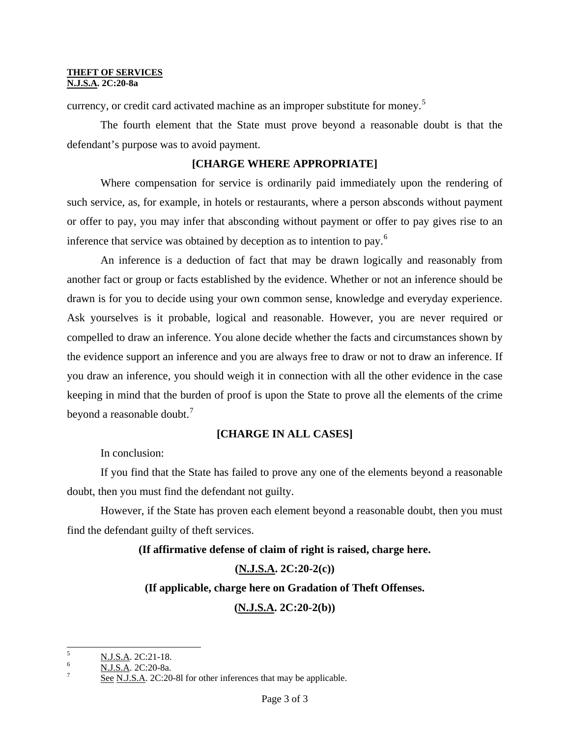currency, or credit card activated machine as an improper substitute for money.[5]

The fourth element that the State must prove beyond a reasonable doubt is that the defendant's purpose was to avoid payment.

**[CHARGE WHERE APPROPRIATE]**

Where compensation for service is ordinarily paid immediately upon the rendering of such service, as, for example, in hotels or restaurants, where a person absconds without payment or offer to pay, you may infer that absconding without payment or offer to pay gives rise to an inference that service was obtained by deception as to intention to pay.[6]

An inference is a deduction of fact that may be drawn logically and reasonably from another fact or group or facts established by the evidence. Whether or not an inference should be drawn is for you to decide using your own common sense, knowledge and everyday experience. Ask yourselves is it probable, logical and reasonable. However, you are never required or compelled to draw an inference. You alone decide whether the facts and circumstances shown by the evidence support an inference and you are always free to draw or not to draw an inference. If you draw an inference, you should weigh it in connection with all the other evidence in the case keeping in mind that the burden of proof is upon the State to prove all the elements of the crime beyond a reasonable doubt.[7]

**[CHARGE IN ALL CASES]**

In conclusion:

If you find that the State has failed to prove any one of the elements beyond a reasonable doubt, then you must find the defendant not guilty.

However, if the State has proven each element beyond a reasonable doubt, then you must find the defendant guilty of theft services.

**(If affirmative defense of claim of right is raised, charge here.**

**(N.J.S.A. 2C:20-2(c))**

**(If applicable, charge here on Gradation of Theft Offenses.**

**(N.J.S.A. 2C:20-2(b))**

---

[5] N.J.S.A. 2C:21-18.

[6] N.J.S.A. 2C:20-8a.

[7] See N.J.S.A. 2C:20-8l for other inferences that may be applicable.